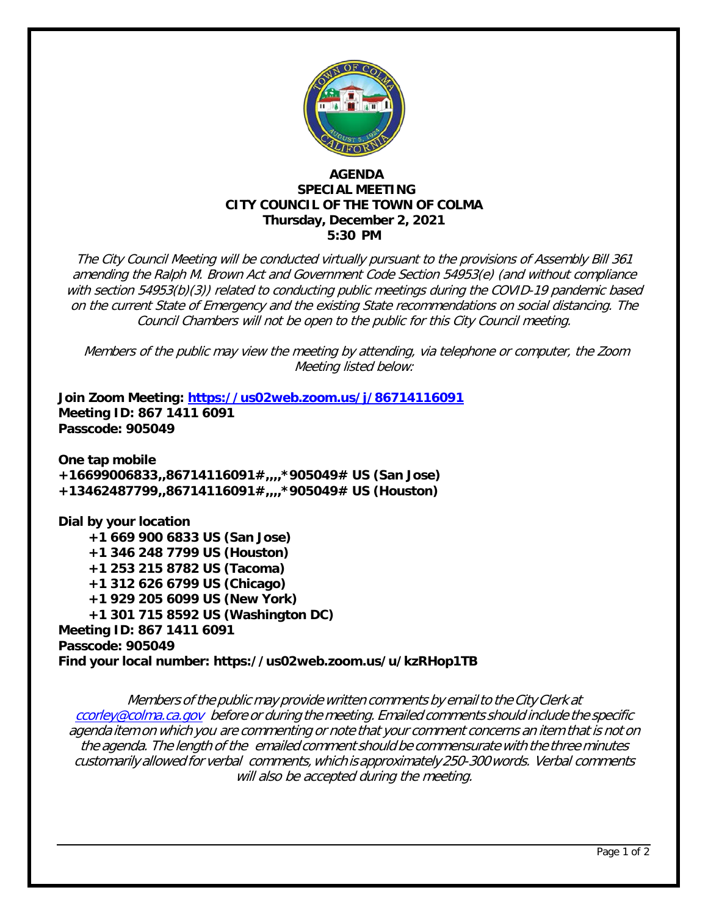**AGENDA**
**SPECIAL MEETING**
**CITY COUNCIL OF THE TOWN OF COLMA**
**Thursday, December 2, 2021**
**5:30 PM**

*The City Council Meeting will be conducted virtually pursuant to the provisions of Assembly Bill 361 amending the Ralph M. Brown Act and Government Code Section 54953(e) (and without compliance with section 54953(b)(3)) related to conducting public meetings during the COVID-19 pandemic based on the current State of Emergency and the existing State recommendations on social distancing. The Council Chambers will not be open to the public for this City Council meeting.*

*Members of the public may view the meeting by attending, via telephone or computer, the Zoom Meeting listed below:*

**Join Zoom Meeting: [https://us02web.zoom.us/j/86714116091](https://us02web.zoom.us/j/86714116091)**
**Meeting ID: 867 1411 6091**
**Passcode: 905049**

**One tap mobile**
**+16699006833,,86714116091#,,,,*905049# US (San Jose)**
**+13462487799,,86714116091#,,,,*905049# US (Houston)**

**Dial by your location**
- **+1 669 900 6833 US (San Jose)**
- **+1 346 248 7799 US (Houston)**
- **+1 253 215 8782 US (Tacoma)**
- **+1 312 626 6799 US (Chicago)**
- **+1 929 205 6099 US (New York)**
- **+1 301 715 8592 US (Washington DC)**

**Meeting ID: 867 1411 6091**
**Passcode: 905049**
**Find your local number: https://us02web.zoom.us/u/kzRHop1TB**

*Members of the public may provide written comments by email to the City Clerk at [ccorley@colma.ca.gov](mailto:ccorley@colma.ca.gov) before or during the meeting. Emailed comments should include the specific agenda item on which you are commenting or note that your comment concerns an item that is not on the agenda. The length of the emailed comment should be commensurate with the three minutes customarily allowed for verbal comments, which is approximately 250-300 words. Verbal comments will also be accepted during the meeting.*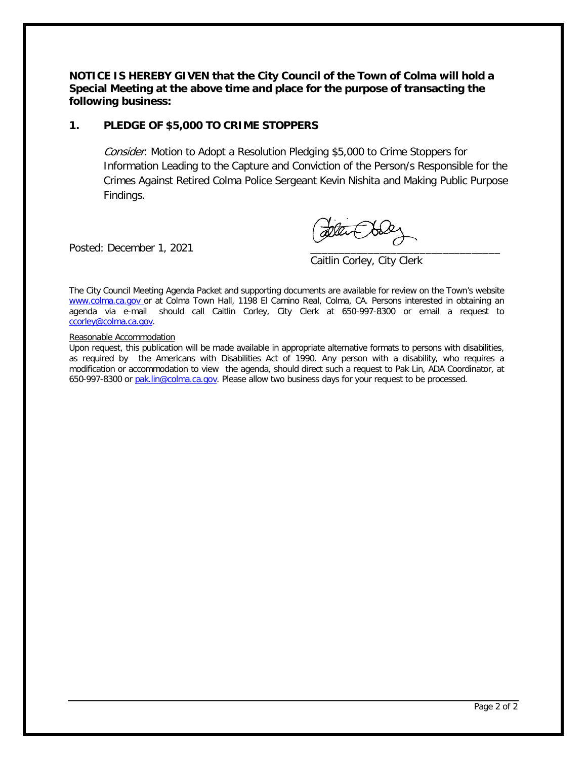**NOTICE IS HEREBY GIVEN that the City Council of the Town of Colma will hold a Special Meeting at the above time and place for the purpose of transacting the following business:**

## 1. PLEDGE OF $5,000 TO CRIME STOPPERS

*Consider*: Motion to Adopt a Resolution Pledging $5,000 to Crime Stoppers for Information Leading to the Capture and Conviction of the Person/s Responsible for the Crimes Against Retired Colma Police Sergeant Kevin Nishita and Making Public Purpose Findings.

Posted: December 1, 2021

Caitlin Corley, City Clerk

The City Council Meeting Agenda Packet and supporting documents are available for review on the Town's website www.colma.ca.gov or at Colma Town Hall, 1198 El Camino Real, Colma, CA. Persons interested in obtaining an agenda via e-mail should call Caitlin Corley, City Clerk at 650-997-8300 or email a request to ccorley@colma.ca.gov.

Reasonable Accommodation

Upon request, this publication will be made available in appropriate alternative formats to persons with disabilities, as required by the Americans with Disabilities Act of 1990. Any person with a disability, who requires a modification or accommodation to view the agenda, should direct such a request to Pak Lin, ADA Coordinator, at 650-997-8300 or pak.lin@colma.ca.gov. Please allow two business days for your request to be processed.